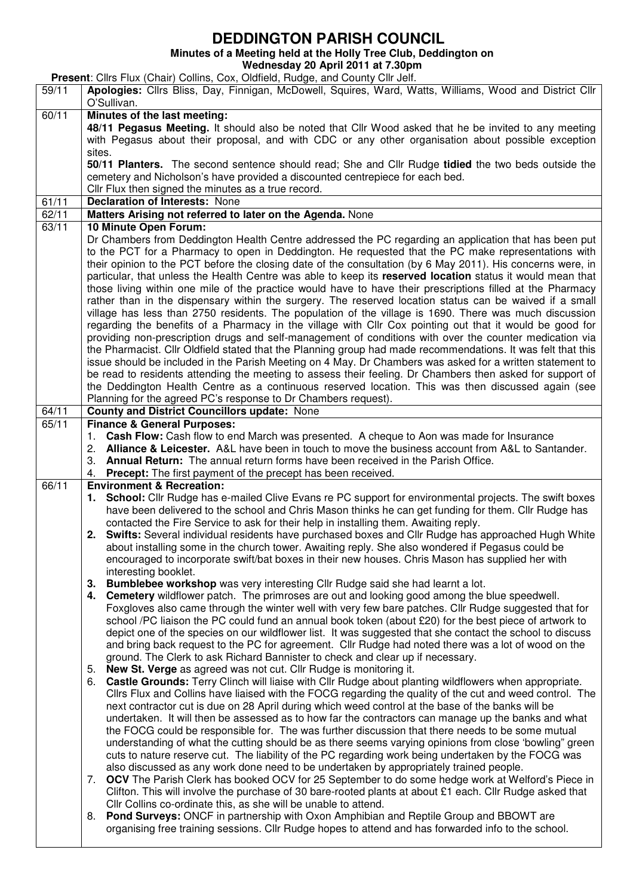# DEDDINGTON PARISH COUNCIL

**Minutes of a Meeting held at the Holly Tree Club, Deddington on Wednesday 20 April 2011 at 7.30pm**

**Present**: Cllrs Flux (Chair) Collins, Cox, Oldfield, Rudge, and County Cllr Jelf.

| | |
|---|---|
| 59/11 | **Apologies:** Cllrs Bliss, Day, Finnigan, McDowell, Squires, Ward, Watts, Williams, Wood and District Cllr O'Sullivan. |
| 60/11 | **Minutes of the last meeting:**<br>**48/11 Pegasus Meeting.** It should also be noted that Cllr Wood asked that he be invited to any meeting with Pegasus about their proposal, and with CDC or any other organisation about possible exception sites.<br>**50/11 Planters.** The second sentence should read; She and Cllr Rudge **tidied** the two beds outside the cemetery and Nicholson's have provided a discounted centrepiece for each bed.<br>Cllr Flux then signed the minutes as a true record. |
| 61/11 | **Declaration of Interests:** None |
| 62/11 | **Matters Arising not referred to later on the Agenda.** None |
| 63/11 | **10 Minute Open Forum:**<br>Dr Chambers from Deddington Health Centre addressed the PC regarding an application that has been put to the PCT for a Pharmacy to open in Deddington. He requested that the PC make representations with their opinion to the PCT before the closing date of the consultation (by 6 May 2011). His concerns were, in particular, that unless the Health Centre was able to keep its **reserved location** status it would mean that those living within one mile of the practice would have to have their prescriptions filled at the Pharmacy rather than in the dispensary within the surgery. The reserved location status can be waived if a small village has less than 2750 residents. The population of the village is 1690. There was much discussion regarding the benefits of a Pharmacy in the village with Cllr Cox pointing out that it would be good for providing non-prescription drugs and self-management of conditions with over the counter medication via the Pharmacist. Cllr Oldfield stated that the Planning group had made recommendations. It was felt that this issue should be included in the Parish Meeting on 4 May. Dr Chambers was asked for a written statement to be read to residents attending the meeting to assess their feeling. Dr Chambers then asked for support of the Deddington Health Centre as a continuous reserved location. This was then discussed again (see Planning for the agreed PC's response to Dr Chambers request). |
| 64/11 | **County and District Councillors update:** None |
| 65/11 | **Finance & General Purposes:**<br>1. **Cash Flow:** Cash flow to end March was presented. A cheque to Aon was made for Insurance<br>2. **Alliance & Leicester.** A&L have been in touch to move the business account from A&L to Santander.<br>3. **Annual Return:** The annual return forms have been received in the Parish Office.<br>4. **Precept:** The first payment of the precept has been received. |
| 66/11 | **Environment & Recreation:**<br>1. **School:** Cllr Rudge has e-mailed Clive Evans re PC support for environmental projects. The swift boxes have been delivered to the school and Chris Mason thinks he can get funding for them. Cllr Rudge has contacted the Fire Service to ask for their help in installing them. Awaiting reply.<br>2. **Swifts:** Several individual residents have purchased boxes and Cllr Rudge has approached Hugh White about installing some in the church tower. Awaiting reply. She also wondered if Pegasus could be encouraged to incorporate swift/bat boxes in their new houses. Chris Mason has supplied her with interesting booklet.<br>3. **Bumblebee workshop** was very interesting Cllr Rudge said she had learnt a lot.<br>4. **Cemetery** wildflower patch. The primroses are out and looking good among the blue speedwell. Foxgloves also came through the winter well with very few bare patches. Cllr Rudge suggested that for school /PC liaison the PC could fund an annual book token (about £20) for the best piece of artwork to depict one of the species on our wildflower list. It was suggested that she contact the school to discuss and bring back request to the PC for agreement. Cllr Rudge had noted there was a lot of wood on the ground. The Clerk to ask Richard Bannister to check and clear up if necessary.<br>5. **New St. Verge** as agreed was not cut. Cllr Rudge is monitoring it.<br>6. **Castle Grounds:** Terry Clinch will liaise with Cllr Rudge about planting wildflowers when appropriate. Cllrs Flux and Collins have liaised with the FOCG regarding the quality of the cut and weed control. The next contractor cut is due on 28 April during which weed control at the base of the banks will be undertaken. It will then be assessed as to how far the contractors can manage up the banks and what the FOCG could be responsible for. The was further discussion that there needs to be some mutual understanding of what the cutting should be as there seems varying opinions from close 'bowling" green cuts to nature reserve cut. The liability of the PC regarding work being undertaken by the FOCG was also discussed as any work done need to be undertaken by appropriately trained people.<br>7. **OCV** The Parish Clerk has booked OCV for 25 September to do some hedge work at Welford's Piece in Clifton. This will involve the purchase of 30 bare-rooted plants at about £1 each. Cllr Rudge asked that Cllr Collins co-ordinate this, as she will be unable to attend.<br>8. **Pond Surveys:** ONCF in partnership with Oxon Amphibian and Reptile Group and BBOWT are organising free training sessions. Cllr Rudge hopes to attend and has forwarded info to the school. |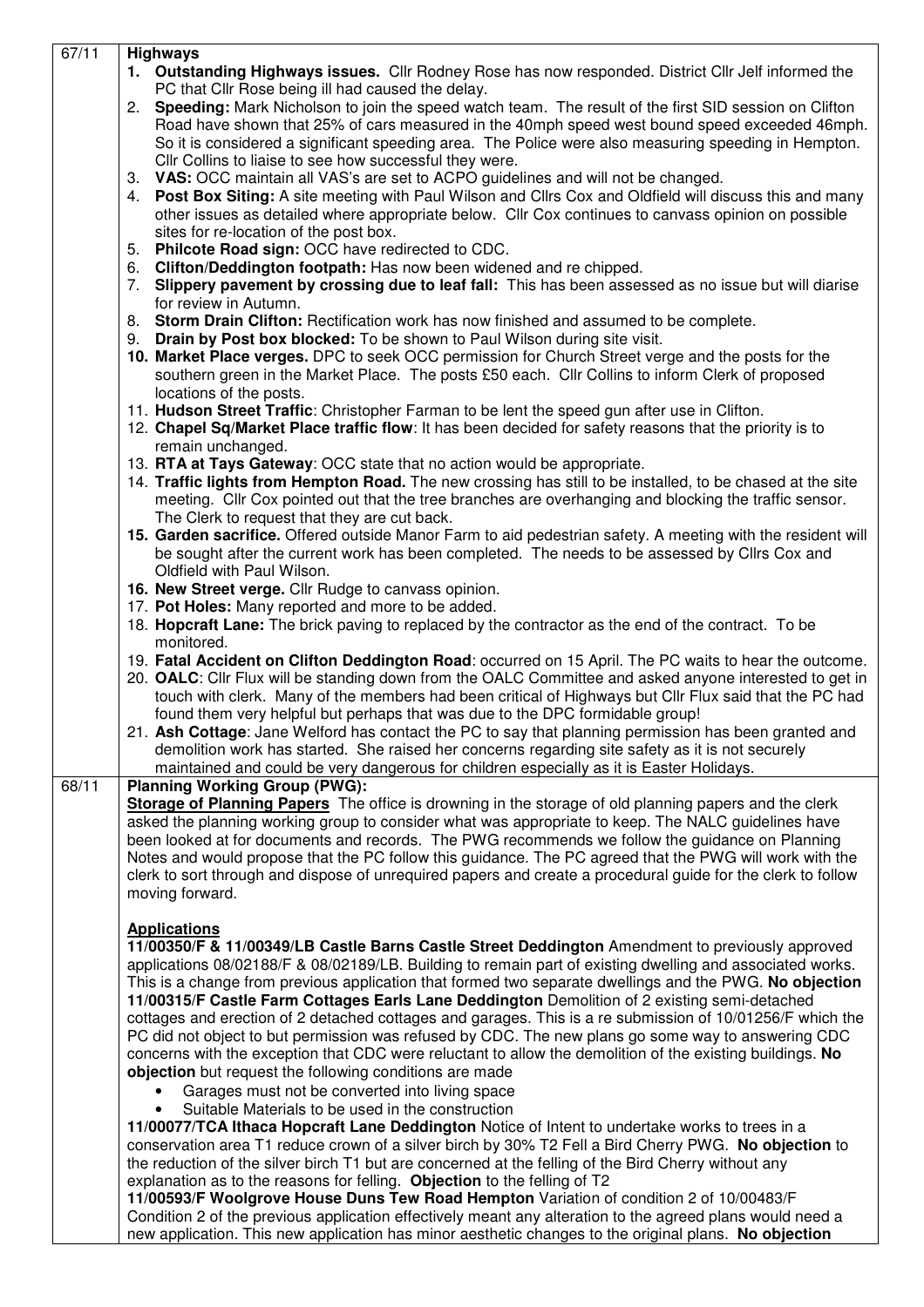| | |
|---|---|
| 67/11 | **Highways**<br>1. **Outstanding Highways issues.** Cllr Rodney Rose has now responded. District Cllr Jelf informed the PC that Cllr Rose being ill had caused the delay.<br>2. **Speeding:** Mark Nicholson to join the speed watch team. The result of the first SID session on Clifton Road have shown that 25% of cars measured in the 40mph speed west bound speed exceeded 46mph. So it is considered a significant speeding area. The Police were also measuring speeding in Hempton. Cllr Collins to liaise to see how successful they were.<br>3. **VAS:** OCC maintain all VAS's are set to ACPO guidelines and will not be changed.<br>4. **Post Box Siting:** A site meeting with Paul Wilson and Cllrs Cox and Oldfield will discuss this and many other issues as detailed where appropriate below. Cllr Cox continues to canvass opinion on possible sites for re-location of the post box.<br>5. **Philcote Road sign:** OCC have redirected to CDC.<br>6. **Clifton/Deddington footpath:** Has now been widened and re chipped.<br>7. **Slippery pavement by crossing due to leaf fall:** This has been assessed as no issue but will diarise for review in Autumn.<br>8. **Storm Drain Clifton:** Rectification work has now finished and assumed to be complete.<br>9. **Drain by Post box blocked:** To be shown to Paul Wilson during site visit.<br>10. **Market Place verges.** DPC to seek OCC permission for Church Street verge and the posts for the southern green in the Market Place. The posts £50 each. Cllr Collins to inform Clerk of proposed locations of the posts.<br>11. **Hudson Street Traffic**: Christopher Farman to be lent the speed gun after use in Clifton.<br>12. **Chapel Sq/Market Place traffic flow**: It has been decided for safety reasons that the priority is to remain unchanged.<br>13. **RTA at Tays Gateway**: OCC state that no action would be appropriate.<br>14. **Traffic lights from Hempton Road.** The new crossing has still to be installed, to be chased at the site meeting. Cllr Cox pointed out that the tree branches are overhanging and blocking the traffic sensor. The Clerk to request that they are cut back.<br>15. **Garden sacrifice.** Offered outside Manor Farm to aid pedestrian safety. A meeting with the resident will be sought after the current work has been completed. The needs to be assessed by Cllrs Cox and Oldfield with Paul Wilson.<br>16. **New Street verge.** Cllr Rudge to canvass opinion.<br>17. **Pot Holes:** Many reported and more to be added.<br>18. **Hopcraft Lane:** The brick paving to replaced by the contractor as the end of the contract. To be monitored.<br>19. **Fatal Accident on Clifton Deddington Road**: occurred on 15 April. The PC waits to hear the outcome.<br>20. **OALC**: Cllr Flux will be standing down from the OALC Committee and asked anyone interested to get in touch with clerk. Many of the members had been critical of Highways but Cllr Flux said that the PC had found them very helpful but perhaps that was due to the DPC formidable group!<br>21. **Ash Cottage**: Jane Welford has contact the PC to say that planning permission has been granted and demolition work has started. She raised her concerns regarding site safety as it is not securely maintained and could be very dangerous for children especially as it is Easter Holidays. |
| 68/11 | **Planning Working Group (PWG):**<br>**Storage of Planning Papers** The office is drowning in the storage of old planning papers and the clerk asked the planning working group to consider what was appropriate to keep. The NALC guidelines have been looked at for documents and records. The PWG recommends we follow the guidance on Planning Notes and would propose that the PC follow this guidance. The PC agreed that the PWG will work with the clerk to sort through and dispose of unrequired papers and create a procedural guide for the clerk to follow moving forward.<br><br>**Applications**<br>**11/00350/F & 11/00349/LB Castle Barns Castle Street Deddington** Amendment to previously approved applications 08/02188/F & 08/02189/LB. Building to remain part of existing dwelling and associated works. This is a change from previous application that formed two separate dwellings and the PWG. **No objection**<br>**11/00315/F Castle Farm Cottages Earls Lane Deddington** Demolition of 2 existing semi-detached cottages and erection of 2 detached cottages and garages. This is a re submission of 10/01256/F which the PC did not object to but permission was refused by CDC. The new plans go some way to answering CDC concerns with the exception that CDC were reluctant to allow the demolition of the existing buildings. **No objection** but request the following conditions are made<br>• Garages must not be converted into living space<br>• Suitable Materials to be used in the construction<br>**11/00077/TCA Ithaca Hopcraft Lane Deddington** Notice of Intent to undertake works to trees in a conservation area T1 reduce crown of a silver birch by 30% T2 Fell a Bird Cherry PWG. **No objection** to the reduction of the silver birch T1 but are concerned at the felling of the Bird Cherry without any explanation as to the reasons for felling. **Objection** to the felling of T2<br>**11/00593/F Woolgrove House Duns Tew Road Hempton** Variation of condition 2 of 10/00483/F Condition 2 of the previous application effectively meant any alteration to the agreed plans would need a new application. This new application has minor aesthetic changes to the original plans. **No objection** |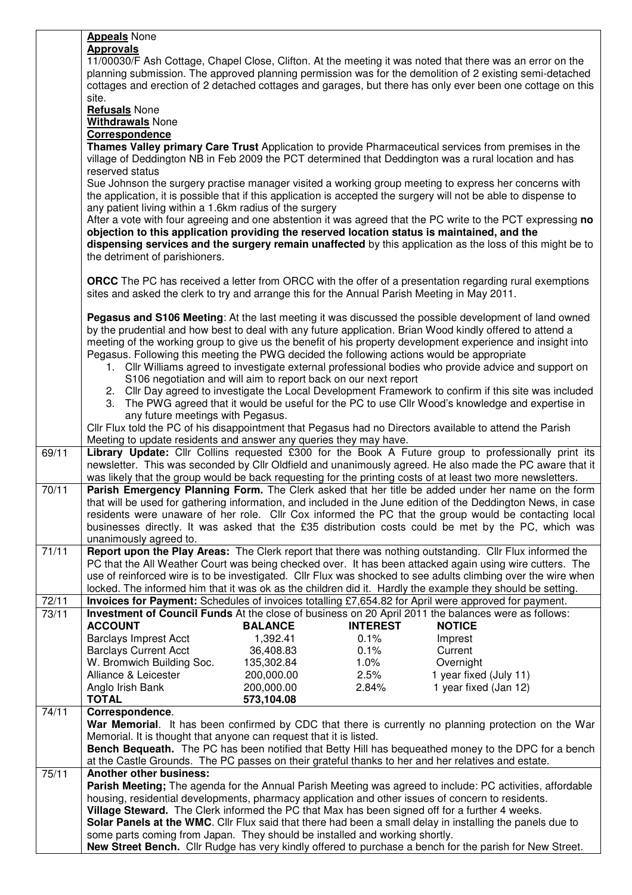**Appeals** None

**Approvals**

11/00030/F Ash Cottage, Chapel Close, Clifton. At the meeting it was noted that there was an error on the planning submission. The approved planning permission was for the demolition of 2 existing semi-detached cottages and erection of 2 detached cottages and garages, but there has only ever been one cottage on this site.

**Refusals** None

**Withdrawals** None

**Correspondence**

**Thames Valley primary Care Trust** Application to provide Pharmaceutical services from premises in the village of Deddington NB in Feb 2009 the PCT determined that Deddington was a rural location and has reserved status

Sue Johnson the surgery practise manager visited a working group meeting to express her concerns with the application, it is possible that if this application is accepted the surgery will not be able to dispense to any patient living within a 1.6km radius of the surgery

After a vote with four agreeing and one abstention it was agreed that the PC write to the PCT expressing **no objection to this application providing the reserved location status is maintained, and the dispensing services and the surgery remain unaffected** by this application as the loss of this might be to the detriment of parishioners.

**ORCC** The PC has received a letter from ORCC with the offer of a presentation regarding rural exemptions sites and asked the clerk to try and arrange this for the Annual Parish Meeting in May 2011.

**Pegasus and S106 Meeting**: At the last meeting it was discussed the possible development of land owned by the prudential and how best to deal with any future application. Brian Wood kindly offered to attend a meeting of the working group to give us the benefit of his property development experience and insight into Pegasus. Following this meeting the PWG decided the following actions would be appropriate

1. Cllr Williams agreed to investigate external professional bodies who provide advice and support on S106 negotiation and will aim to report back on our next report
2. Cllr Day agreed to investigate the Local Development Framework to confirm if this site was included
3. The PWG agreed that it would be useful for the PC to use Cllr Wood's knowledge and expertise in any future meetings with Pegasus.

Cllr Flux told the PC of his disappointment that Pegasus had no Directors available to attend the Parish Meeting to update residents and answer any queries they may have.

**69/11** **Library Update:** Cllr Collins requested £300 for the Book A Future group to professionally print its newsletter. This was seconded by Cllr Oldfield and unanimously agreed. He also made the PC aware that it was likely that the group would be back requesting for the printing costs of at least two more newsletters.

**70/11** **Parish Emergency Planning Form.** The Clerk asked that her title be added under her name on the form that will be used for gathering information, and included in the June edition of the Deddington News, in case residents were unaware of her role. Cllr Cox informed the PC that the group would be contacting local businesses directly. It was asked that the £35 distribution costs could be met by the PC, which was unanimously agreed to.

**71/11** **Report upon the Play Areas:** The Clerk report that there was nothing outstanding. Cllr Flux informed the PC that the All Weather Court was being checked over. It has been attacked again using wire cutters. The use of reinforced wire is to be investigated. Cllr Flux was shocked to see adults climbing over the wire when locked. The informed him that it was ok as the children did it. Hardly the example they should be setting.

**72/11** **Invoices for Payment:** Schedules of invoices totalling £7,654.82 for April were approved for payment.

**73/11** **Investment of Council Funds** At the close of business on 20 April 2011 the balances were as follows:

| ACCOUNT | BALANCE | INTEREST | NOTICE |
|---|---|---|---|
| Barclays Imprest Acct | 1,392.41 | 0.1% | Imprest |
| Barclays Current Acct | 36,408.83 | 0.1% | Current |
| W. Bromwich Building Soc. | 135,302.84 | 1.0% | Overnight |
| Alliance & Leicester | 200,000.00 | 2.5% | 1 year fixed (July 11) |
| Anglo Irish Bank | 200,000.00 | 2.84% | 1 year fixed (Jan 12) |
| **TOTAL** | **573,104.08** | | |

**74/11** **Correspondence**.

**War Memorial**. It has been confirmed by CDC that there is currently no planning protection on the War Memorial. It is thought that anyone can request that it is listed.

**Bench Bequeath.** The PC has been notified that Betty Hill has bequeathed money to the DPC for a bench at the Castle Grounds. The PC passes on their grateful thanks to her and her relatives and estate.

**75/11** **Another other business:**

**Parish Meeting;** The agenda for the Annual Parish Meeting was agreed to include: PC activities, affordable housing, residential developments, pharmacy application and other issues of concern to residents.

**Village Steward.** The Clerk informed the PC that Max has been signed off for a further 4 weeks.

**Solar Panels at the WMC**. Cllr Flux said that there had been a small delay in installing the panels due to some parts coming from Japan. They should be installed and working shortly.

**New Street Bench.** Cllr Rudge has very kindly offered to purchase a bench for the parish for New Street.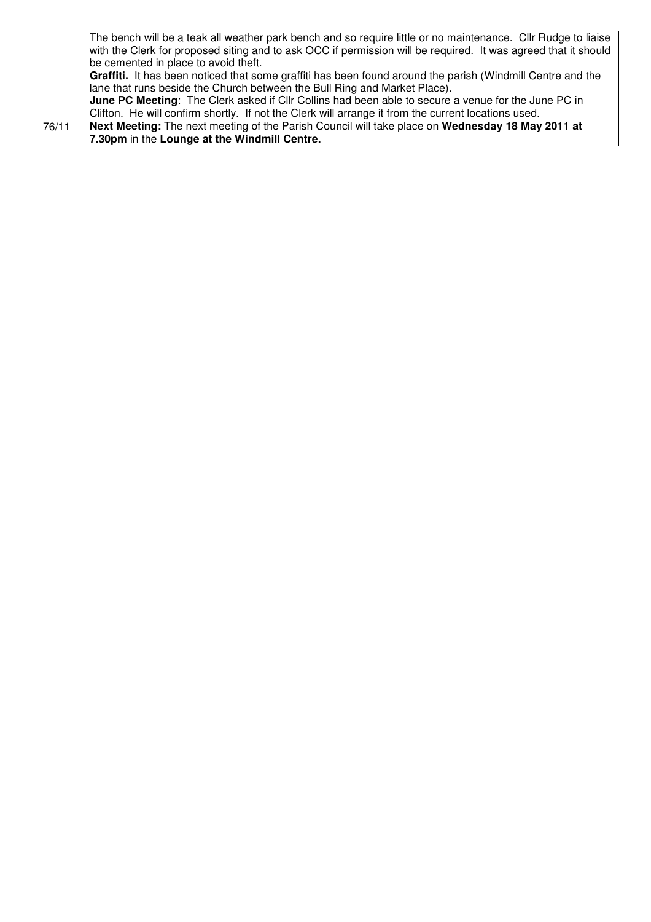| | |
|---|---|
| | The bench will be a teak all weather park bench and so require little or no maintenance. Cllr Rudge to liaise with the Clerk for proposed siting and to ask OCC if permission will be required. It was agreed that it should be cemented in place to avoid theft.<br>**Graffiti.** It has been noticed that some graffiti has been found around the parish (Windmill Centre and the lane that runs beside the Church between the Bull Ring and Market Place).<br>**June PC Meeting**: The Clerk asked if Cllr Collins had been able to secure a venue for the June PC in Clifton. He will confirm shortly. If not the Clerk will arrange it from the current locations used. |
| 76/11 | **Next Meeting:** The next meeting of the Parish Council will take place on **Wednesday 18 May 2011 at 7.30pm** in the **Lounge at the Windmill Centre.** |